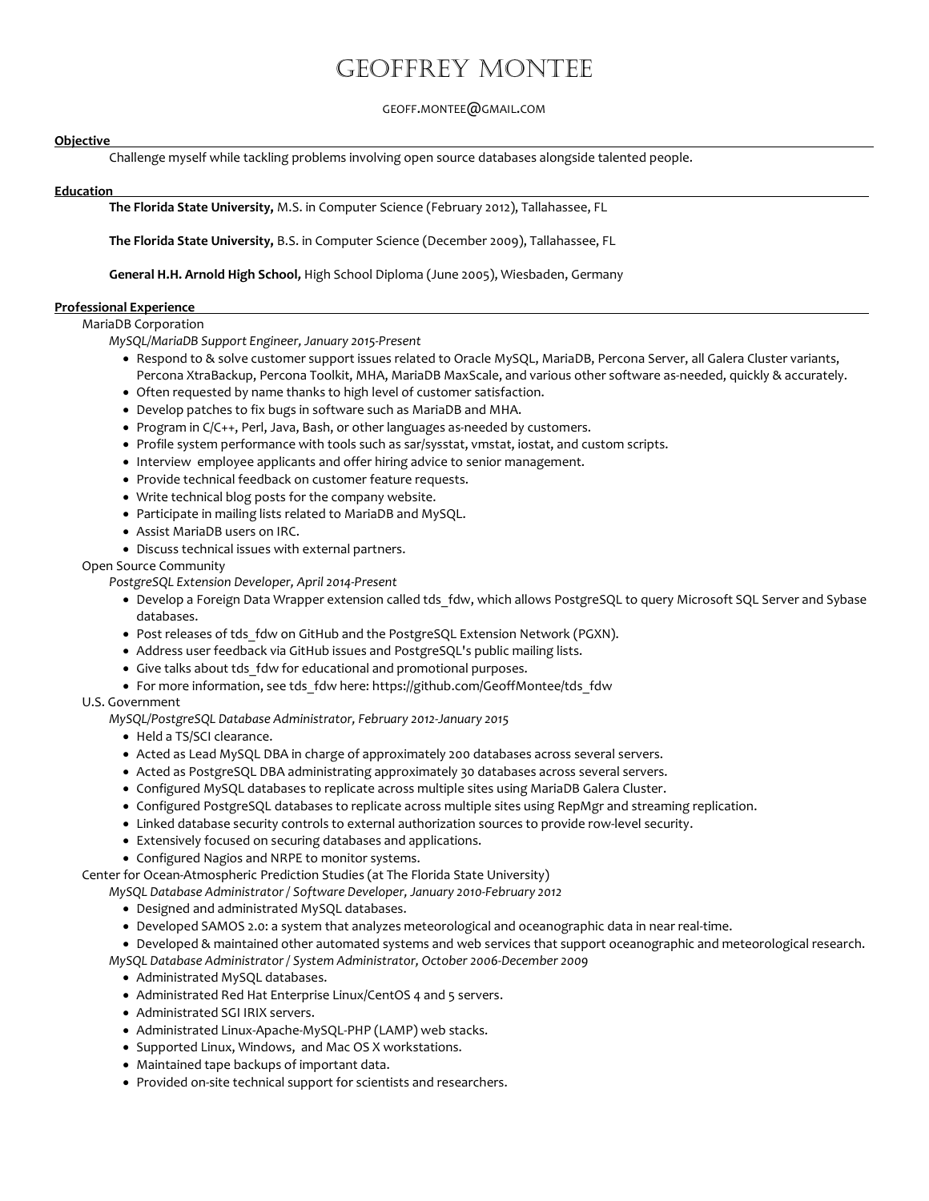# Geoffrey Montee

geoff.montee@gmail.com

## Objective

Challenge myself while tackling problems involving open source databases alongside talented people.

## Education

**The Florida State University,** M.S. in Computer Science (February 2012), Tallahassee, FL

**The Florida State University,** B.S. in Computer Science (December 2009), Tallahassee, FL

**General H.H. Arnold High School,** High School Diploma (June 2005), Wiesbaden, Germany

## Professional Experience

MariaDB Corporation

*MySQL/MariaDB Support Engineer, January 2015-Present*

- Respond to & solve customer support issues related to Oracle MySQL, MariaDB, Percona Server, all Galera Cluster variants, Percona XtraBackup, Percona Toolkit, MHA, MariaDB MaxScale, and various other software as-needed, quickly & accurately.
- Often requested by name thanks to high level of customer satisfaction.
- Develop patches to fix bugs in software such as MariaDB and MHA.
- Program in C/C++, Perl, Java, Bash, or other languages as-needed by customers.
- Profile system performance with tools such as sar/sysstat, vmstat, iostat, and custom scripts.
- Interview employee applicants and offer hiring advice to senior management.
- Provide technical feedback on customer feature requests.
- Write technical blog posts for the company website.
- Participate in mailing lists related to MariaDB and MySQL.
- Assist MariaDB users on IRC.
- Discuss technical issues with external partners.

Open Source Community

*PostgreSQL Extension Developer, April 2014-Present*

- Develop a Foreign Data Wrapper extension called tds_fdw, which allows PostgreSQL to query Microsoft SQL Server and Sybase databases.
- Post releases of tds_fdw on GitHub and the PostgreSQL Extension Network (PGXN).
- Address user feedback via GitHub issues and PostgreSQL's public mailing lists.
- Give talks about tds_fdw for educational and promotional purposes.
- For more information, see tds_fdw here: https://github.com/GeoffMontee/tds_fdw

U.S. Government

*MySQL/PostgreSQL Database Administrator, February 2012-January 2015*

- Held a TS/SCI clearance.
- Acted as Lead MySQL DBA in charge of approximately 200 databases across several servers.
- Acted as PostgreSQL DBA administrating approximately 30 databases across several servers.
- Configured MySQL databases to replicate across multiple sites using MariaDB Galera Cluster.
- Configured PostgreSQL databases to replicate across multiple sites using RepMgr and streaming replication.
- Linked database security controls to external authorization sources to provide row-level security.
- Extensively focused on securing databases and applications.
- Configured Nagios and NRPE to monitor systems.

Center for Ocean-Atmospheric Prediction Studies (at The Florida State University)

*MySQL Database Administrator / Software Developer, January 2010-February 2012*

- Designed and administrated MySQL databases.
- Developed SAMOS 2.0: a system that analyzes meteorological and oceanographic data in near real-time.
- Developed & maintained other automated systems and web services that support oceanographic and meteorological research.

*MySQL Database Administrator / System Administrator, October 2006-December 2009*

- Administrated MySQL databases.
- Administrated Red Hat Enterprise Linux/CentOS 4 and 5 servers.
- Administrated SGI IRIX servers.
- Administrated Linux-Apache-MySQL-PHP (LAMP) web stacks.
- Supported Linux, Windows, and Mac OS X workstations.
- Maintained tape backups of important data.
- Provided on-site technical support for scientists and researchers.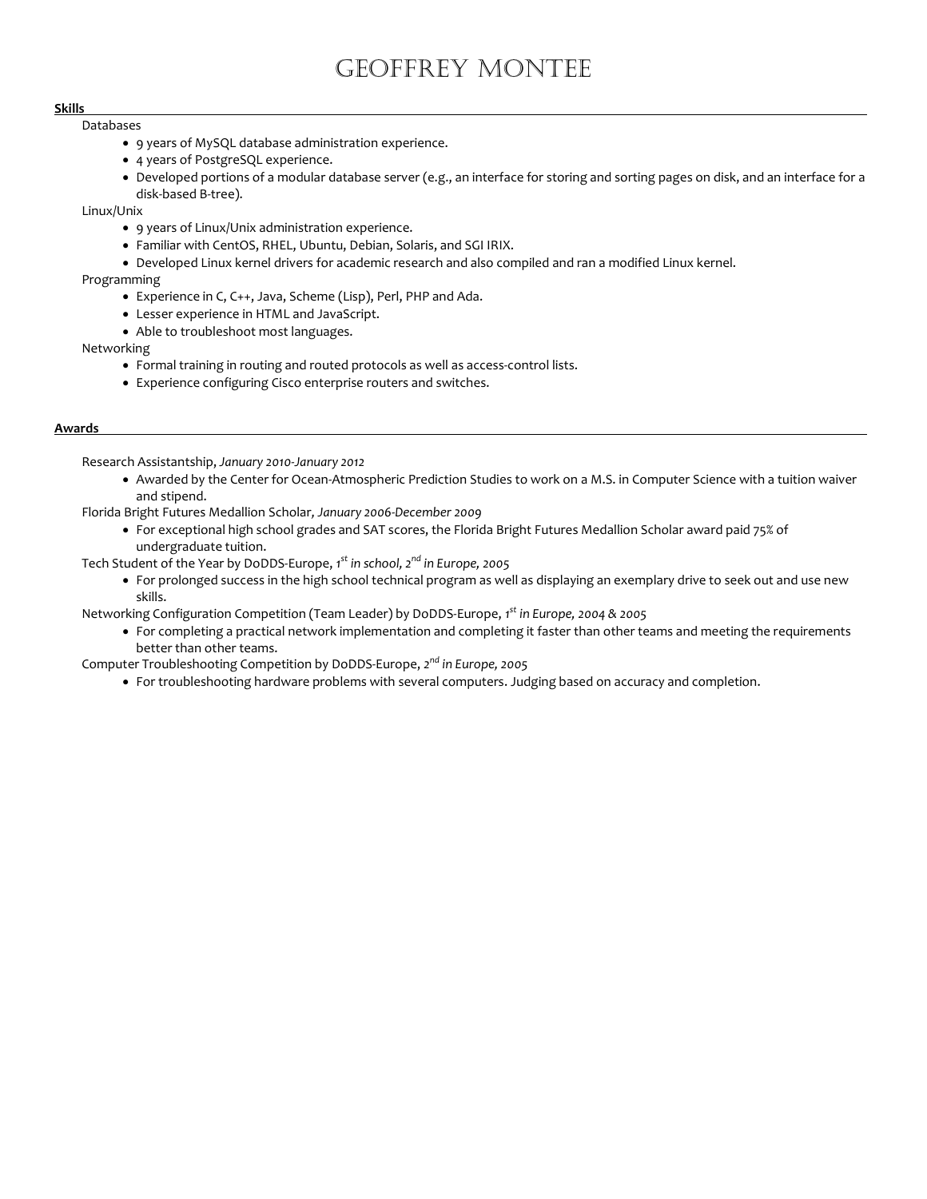# Geoffrey Montee

## Skills

Databases

- 9 years of MySQL database administration experience.
- 4 years of PostgreSQL experience.
- Developed portions of a modular database server (e.g., an interface for storing and sorting pages on disk, and an interface for a disk-based B-tree).

Linux/Unix

- 9 years of Linux/Unix administration experience.
- Familiar with CentOS, RHEL, Ubuntu, Debian, Solaris, and SGI IRIX.
- Developed Linux kernel drivers for academic research and also compiled and ran a modified Linux kernel.

Programming

- Experience in C, C++, Java, Scheme (Lisp), Perl, PHP and Ada.
- Lesser experience in HTML and JavaScript.
- Able to troubleshoot most languages.

Networking

- Formal training in routing and routed protocols as well as access-control lists.
- Experience configuring Cisco enterprise routers and switches.

## Awards

Research Assistantship, *January 2010-January 2012*

- Awarded by the Center for Ocean-Atmospheric Prediction Studies to work on a M.S. in Computer Science with a tuition waiver and stipend.

Florida Bright Futures Medallion Scholar, *January 2006-December 2009*

- For exceptional high school grades and SAT scores, the Florida Bright Futures Medallion Scholar award paid 75% of undergraduate tuition.

Tech Student of the Year by DoDDS-Europe, *1st in school, 2nd in Europe, 2005*

- For prolonged success in the high school technical program as well as displaying an exemplary drive to seek out and use new skills.

Networking Configuration Competition (Team Leader) by DoDDS-Europe, *1st in Europe, 2004* & *2005*

- For completing a practical network implementation and completing it faster than other teams and meeting the requirements better than other teams.

Computer Troubleshooting Competition by DoDDS-Europe, *2nd in Europe, 2005*

- For troubleshooting hardware problems with several computers. Judging based on accuracy and completion.